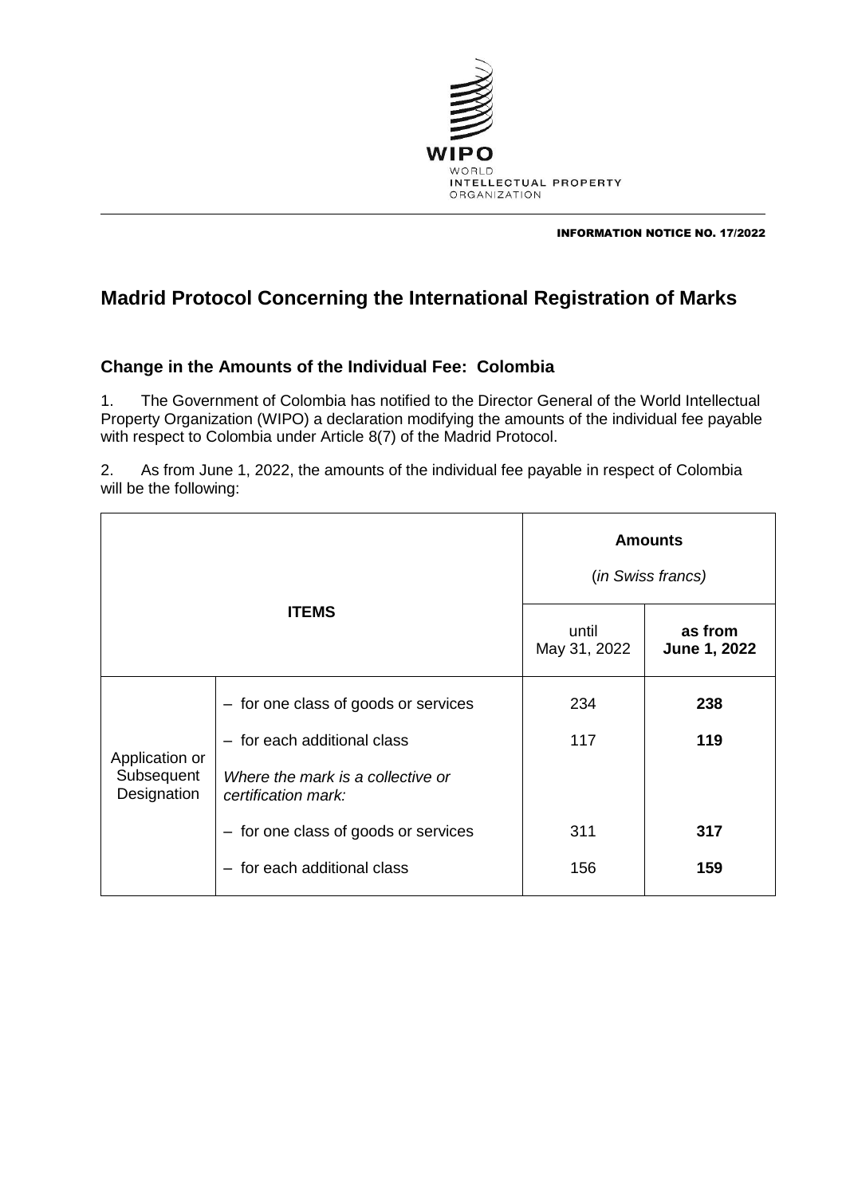INFORMATION NOTICE NO. 17/2022

# Madrid Protocol Concerning the International Registration of Marks

## Change in the Amounts of the Individual Fee: Colombia

1. The Government of Colombia has notified to the Director General of the World Intellectual Property Organization (WIPO) a declaration modifying the amounts of the individual fee payable with respect to Colombia under Article 8(7) of the Madrid Protocol.

2. As from June 1, 2022, the amounts of the individual fee payable in respect of Colombia will be the following:

| **ITEMS** | | **Amounts** (*in Swiss francs*) | |
|---|---|---|---|
| | | until May 31, 2022 | **as from June 1, 2022** |
| Application or Subsequent Designation | – for one class of goods or services | 234 | **238** |
| | – for each additional class | 117 | **119** |
| | *Where the mark is a collective or certification mark:* | | |
| | – for one class of goods or services | 311 | **317** |
| | – for each additional class | 156 | **159** |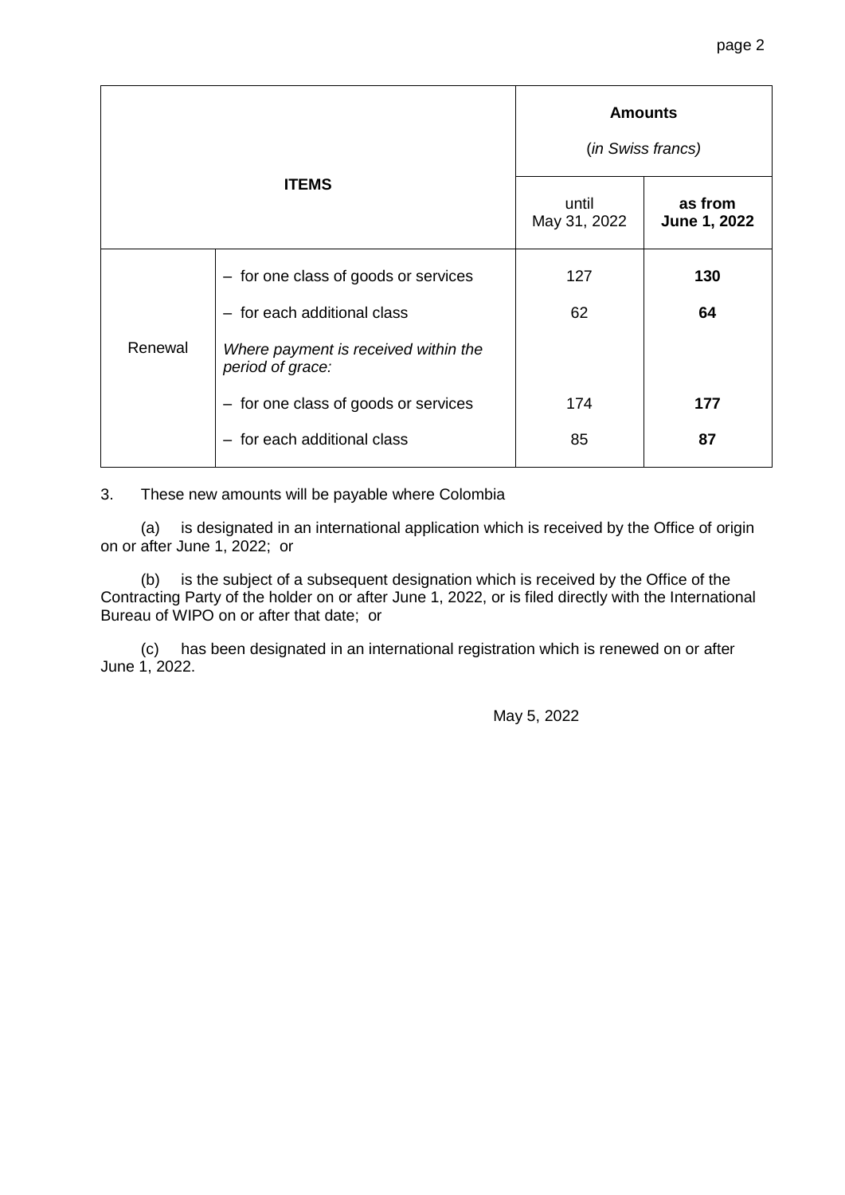| ITEMS | | Amounts (*in Swiss francs*) | |
|---|---|---|---|
| | | until May 31, 2022 | **as from June 1, 2022** |
| Renewal | – for one class of goods or services | 127 | **130** |
| | – for each additional class | 62 | **64** |
| | *Where payment is received within the period of grace:* | | |
| | – for one class of goods or services | 174 | **177** |
| | – for each additional class | 85 | **87** |

3. These new amounts will be payable where Colombia

(a) is designated in an international application which is received by the Office of origin on or after June 1, 2022; or

(b) is the subject of a subsequent designation which is received by the Office of the Contracting Party of the holder on or after June 1, 2022, or is filed directly with the International Bureau of WIPO on or after that date; or

(c) has been designated in an international registration which is renewed on or after June 1, 2022.

May 5, 2022